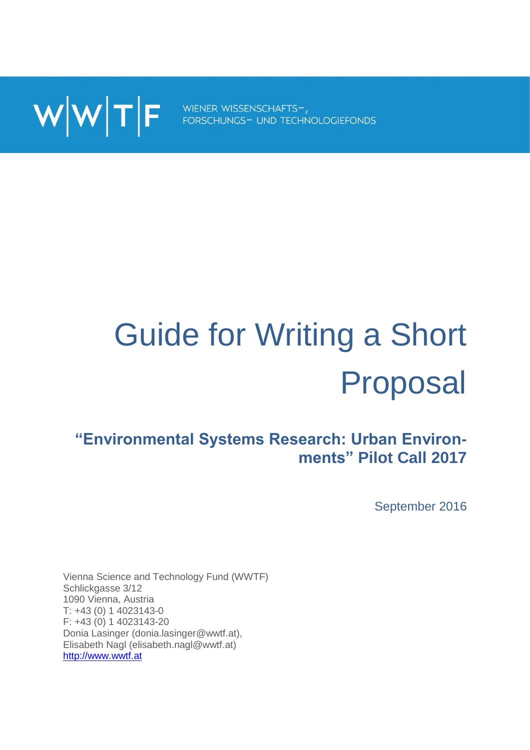W|W|T|F WIENER WISSENSCHAFTS-, FORSCHUNGS- UND TECHNOLOGIEFONDS

# Guide for Writing a Short Proposal

## "Environmental Systems Research: Urban Environments" Pilot Call 2017

September 2016

Vienna Science and Technology Fund (WWTF)
Schlickgasse 3/12
1090 Vienna, Austria
T: +43 (0) 1 4023143-0
F: +43 (0) 1 4023143-20
Donia Lasinger (donia.lasinger@wwtf.at),
Elisabeth Nagl (elisabeth.nagl@wwtf.at)
http://www.wwtf.at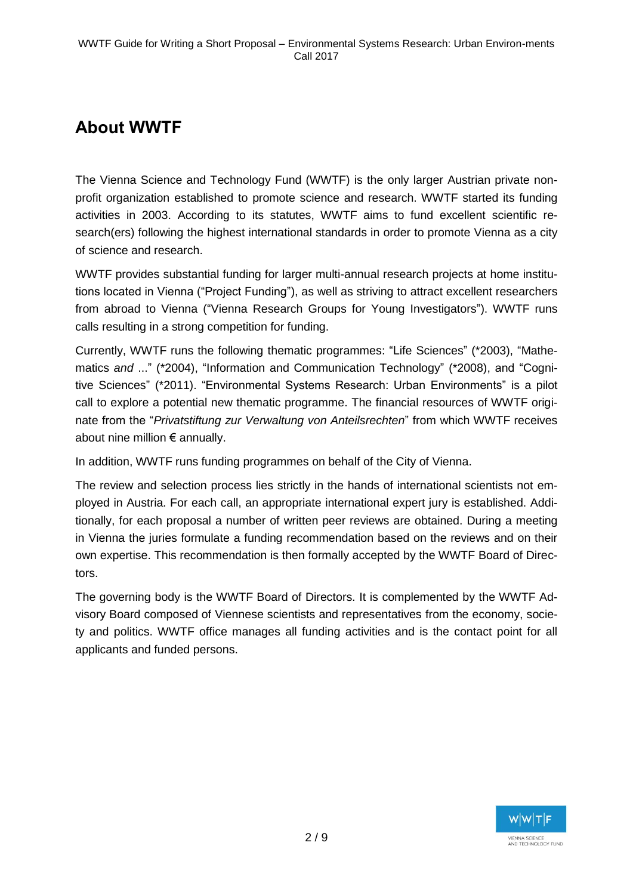## About WWTF

The Vienna Science and Technology Fund (WWTF) is the only larger Austrian private non-profit organization established to promote science and research. WWTF started its funding activities in 2003. According to its statutes, WWTF aims to fund excellent scientific research(ers) following the highest international standards in order to promote Vienna as a city of science and research.

WWTF provides substantial funding for larger multi-annual research projects at home institutions located in Vienna ("Project Funding"), as well as striving to attract excellent researchers from abroad to Vienna ("Vienna Research Groups for Young Investigators"). WWTF runs calls resulting in a strong competition for funding.

Currently, WWTF runs the following thematic programmes: "Life Sciences" (*2003), "Mathematics *and* ..." (*2004), "Information and Communication Technology" (*2008), and "Cognitive Sciences" (*2011). "Environmental Systems Research: Urban Environments" is a pilot call to explore a potential new thematic programme. The financial resources of WWTF originate from the "*Privatstiftung zur Verwaltung von Anteilsrechten*" from which WWTF receives about nine million € annually.

In addition, WWTF runs funding programmes on behalf of the City of Vienna.

The review and selection process lies strictly in the hands of international scientists not employed in Austria. For each call, an appropriate international expert jury is established. Additionally, for each proposal a number of written peer reviews are obtained. During a meeting in Vienna the juries formulate a funding recommendation based on the reviews and on their own expertise. This recommendation is then formally accepted by the WWTF Board of Directors.

The governing body is the WWTF Board of Directors. It is complemented by the WWTF Advisory Board composed of Viennese scientists and representatives from the economy, society and politics. WWTF office manages all funding activities and is the contact point for all applicants and funded persons.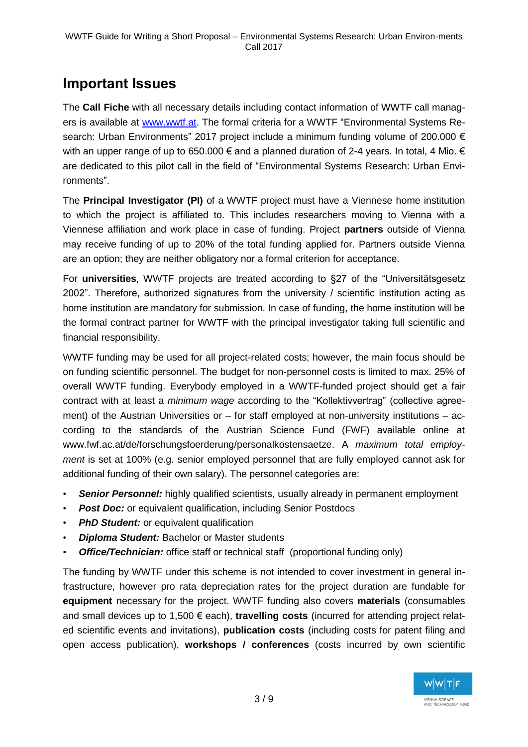## Important Issues

The **Call Fiche** with all necessary details including contact information of WWTF call managers is available at [www.wwtf.at](www.wwtf.at). The formal criteria for a WWTF "Environmental Systems Research: Urban Environments" 2017 project include a minimum funding volume of 200.000 € with an upper range of up to 650.000 € and a planned duration of 2-4 years. In total, 4 Mio. € are dedicated to this pilot call in the field of "Environmental Systems Research: Urban Environments".

The **Principal Investigator (PI)** of a WWTF project must have a Viennese home institution to which the project is affiliated to. This includes researchers moving to Vienna with a Viennese affiliation and work place in case of funding. Project **partners** outside of Vienna may receive funding of up to 20% of the total funding applied for. Partners outside Vienna are an option; they are neither obligatory nor a formal criterion for acceptance.

For **universities**, WWTF projects are treated according to §27 of the "Universitätsgesetz 2002". Therefore, authorized signatures from the university / scientific institution acting as home institution are mandatory for submission. In case of funding, the home institution will be the formal contract partner for WWTF with the principal investigator taking full scientific and financial responsibility.

WWTF funding may be used for all project-related costs; however, the main focus should be on funding scientific personnel. The budget for non-personnel costs is limited to max. 25% of overall WWTF funding. Everybody employed in a WWTF-funded project should get a fair contract with at least a *minimum wage* according to the "Kollektivvertrag" (collective agreement) of the Austrian Universities or – for staff employed at non-university institutions – according to the standards of the Austrian Science Fund (FWF) available online at www.fwf.ac.at/de/forschungsfoerderung/personalkostensaetze. A *maximum total employment* is set at 100% (e.g. senior employed personnel that are fully employed cannot ask for additional funding of their own salary). The personnel categories are:

- ***Senior Personnel:*** highly qualified scientists, usually already in permanent employment
- ***Post Doc:*** or equivalent qualification, including Senior Postdocs
- ***PhD Student:*** or equivalent qualification
- ***Diploma Student:*** Bachelor or Master students
- ***Office/Technician:*** office staff or technical staff (proportional funding only)

The funding by WWTF under this scheme is not intended to cover investment in general infrastructure, however pro rata depreciation rates for the project duration are fundable for **equipment** necessary for the project. WWTF funding also covers **materials** (consumables and small devices up to 1,500 € each), **travelling costs** (incurred for attending project related scientific events and invitations), **publication costs** (including costs for patent filing and open access publication), **workshops / conferences** (costs incurred by own scientific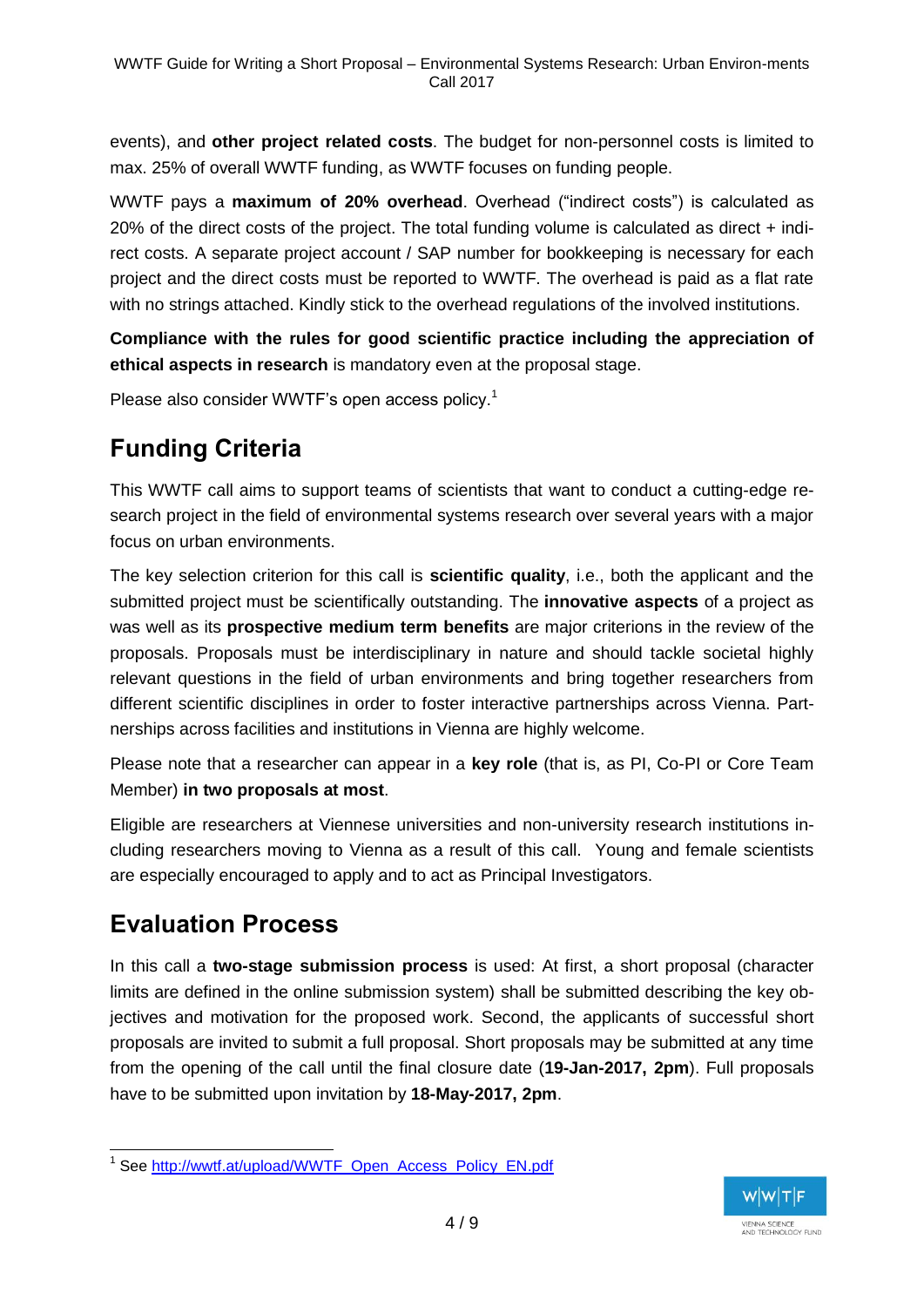events), and **other project related costs**. The budget for non-personnel costs is limited to max. 25% of overall WWTF funding, as WWTF focuses on funding people.

WWTF pays a **maximum of 20% overhead**. Overhead ("indirect costs") is calculated as 20% of the direct costs of the project. The total funding volume is calculated as direct + indirect costs. A separate project account / SAP number for bookkeeping is necessary for each project and the direct costs must be reported to WWTF. The overhead is paid as a flat rate with no strings attached. Kindly stick to the overhead regulations of the involved institutions.

**Compliance with the rules for good scientific practice including the appreciation of ethical aspects in research** is mandatory even at the proposal stage.

Please also consider WWTF's open access policy.[1]

# Funding Criteria

This WWTF call aims to support teams of scientists that want to conduct a cutting-edge research project in the field of environmental systems research over several years with a major focus on urban environments.

The key selection criterion for this call is **scientific quality**, i.e., both the applicant and the submitted project must be scientifically outstanding. The **innovative aspects** of a project as was well as its **prospective medium term benefits** are major criterions in the review of the proposals. Proposals must be interdisciplinary in nature and should tackle societal highly relevant questions in the field of urban environments and bring together researchers from different scientific disciplines in order to foster interactive partnerships across Vienna. Partnerships across facilities and institutions in Vienna are highly welcome.

Please note that a researcher can appear in a **key role** (that is, as PI, Co-PI or Core Team Member) **in two proposals at most**.

Eligible are researchers at Viennese universities and non-university research institutions including researchers moving to Vienna as a result of this call. Young and female scientists are especially encouraged to apply and to act as Principal Investigators.

# Evaluation Process

In this call a **two-stage submission process** is used: At first, a short proposal (character limits are defined in the online submission system) shall be submitted describing the key objectives and motivation for the proposed work. Second, the applicants of successful short proposals are invited to submit a full proposal. Short proposals may be submitted at any time from the opening of the call until the final closure date (**19-Jan-2017, 2pm**). Full proposals have to be submitted upon invitation by **18-May-2017, 2pm**.

[1] See http://wwtf.at/upload/WWTF_Open_Access_Policy_EN.pdf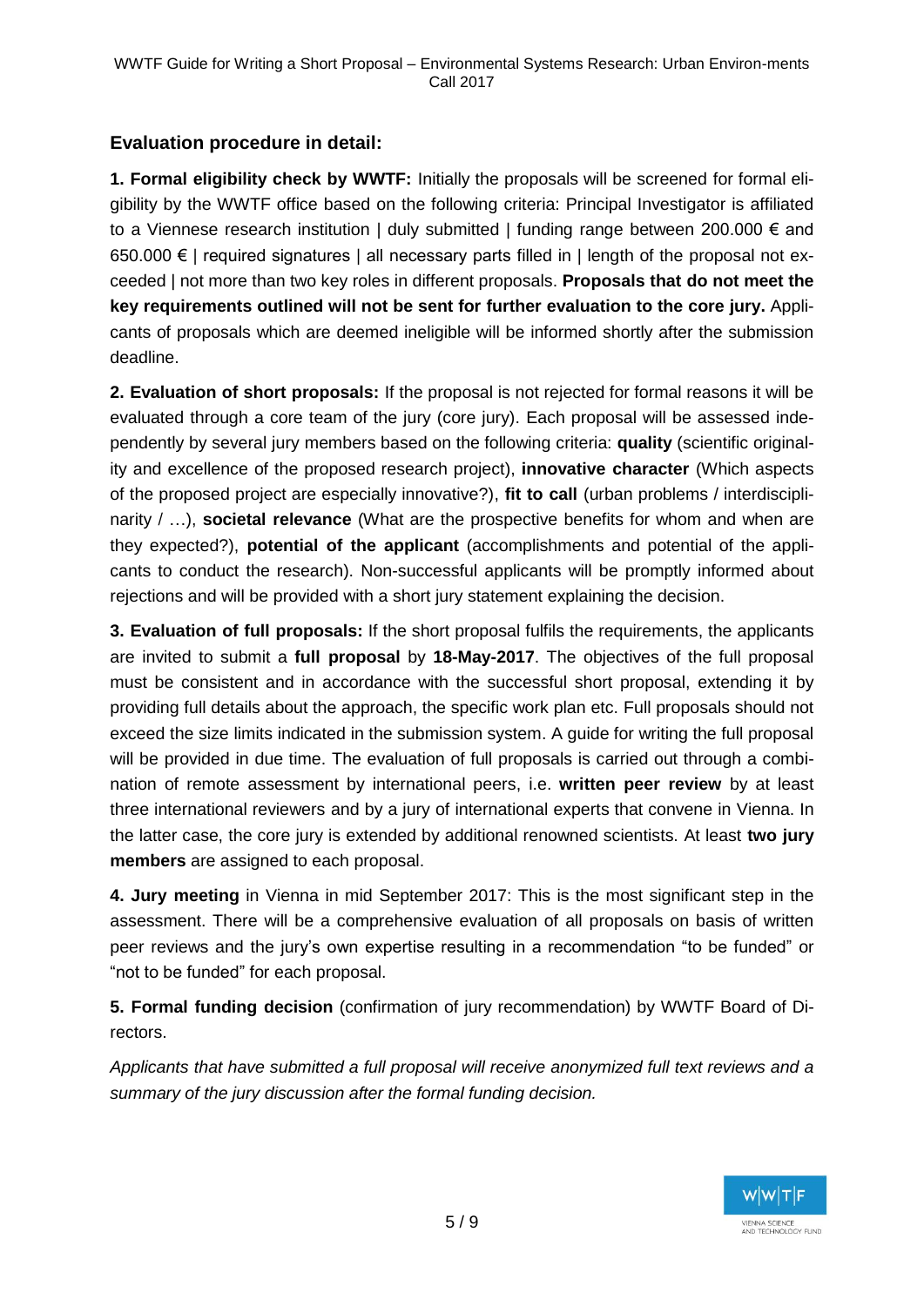### Evaluation procedure in detail:

**1. Formal eligibility check by WWTF:** Initially the proposals will be screened for formal eligibility by the WWTF office based on the following criteria: Principal Investigator is affiliated to a Viennese research institution | duly submitted | funding range between 200.000 € and 650.000 € | required signatures | all necessary parts filled in | length of the proposal not exceeded | not more than two key roles in different proposals. **Proposals that do not meet the key requirements outlined will not be sent for further evaluation to the core jury.** Applicants of proposals which are deemed ineligible will be informed shortly after the submission deadline.

**2. Evaluation of short proposals:** If the proposal is not rejected for formal reasons it will be evaluated through a core team of the jury (core jury). Each proposal will be assessed independently by several jury members based on the following criteria: **quality** (scientific originality and excellence of the proposed research project), **innovative character** (Which aspects of the proposed project are especially innovative?), **fit to call** (urban problems / interdisciplinarity / …), **societal relevance** (What are the prospective benefits for whom and when are they expected?), **potential of the applicant** (accomplishments and potential of the applicants to conduct the research). Non-successful applicants will be promptly informed about rejections and will be provided with a short jury statement explaining the decision.

**3. Evaluation of full proposals:** If the short proposal fulfils the requirements, the applicants are invited to submit a **full proposal** by **18-May-2017**. The objectives of the full proposal must be consistent and in accordance with the successful short proposal, extending it by providing full details about the approach, the specific work plan etc. Full proposals should not exceed the size limits indicated in the submission system. A guide for writing the full proposal will be provided in due time. The evaluation of full proposals is carried out through a combination of remote assessment by international peers, i.e. **written peer review** by at least three international reviewers and by a jury of international experts that convene in Vienna. In the latter case, the core jury is extended by additional renowned scientists. At least **two jury members** are assigned to each proposal.

**4. Jury meeting** in Vienna in mid September 2017: This is the most significant step in the assessment. There will be a comprehensive evaluation of all proposals on basis of written peer reviews and the jury's own expertise resulting in a recommendation "to be funded" or "not to be funded" for each proposal.

**5. Formal funding decision** (confirmation of jury recommendation) by WWTF Board of Directors.

*Applicants that have submitted a full proposal will receive anonymized full text reviews and a summary of the jury discussion after the formal funding decision.*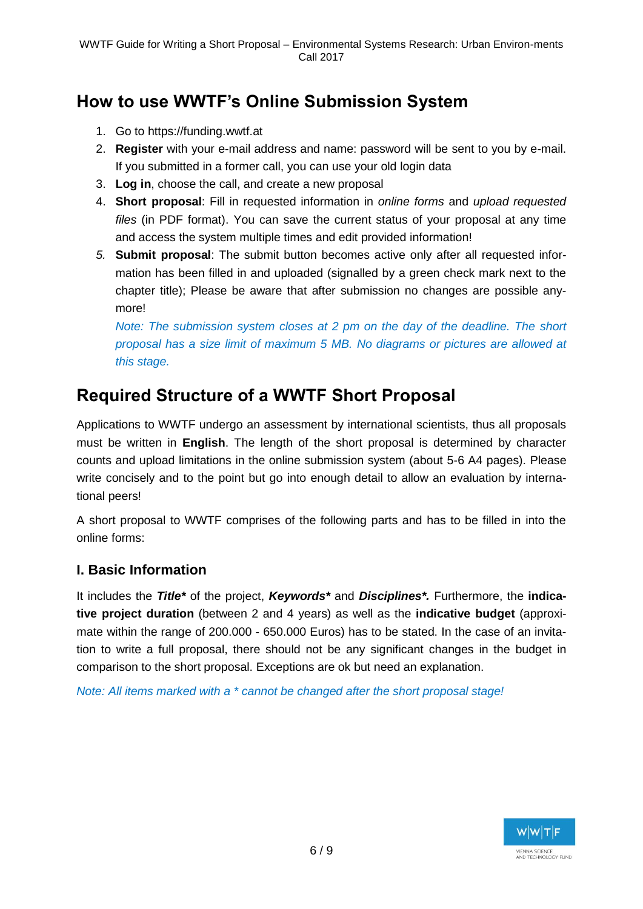## How to use WWTF's Online Submission System

1. Go to https://funding.wwtf.at
2. **Register** with your e-mail address and name: password will be sent to you by e-mail. If you submitted in a former call, you can use your old login data
3. **Log in**, choose the call, and create a new proposal
4. **Short proposal**: Fill in requested information in *online forms* and *upload requested files* (in PDF format). You can save the current status of your proposal at any time and access the system multiple times and edit provided information!
5. **Submit proposal**: The submit button becomes active only after all requested information has been filled in and uploaded (signalled by a green check mark next to the chapter title); Please be aware that after submission no changes are possible anymore!

   *Note: The submission system closes at 2 pm on the day of the deadline. The short proposal has a size limit of maximum 5 MB. No diagrams or pictures are allowed at this stage.*

## Required Structure of a WWTF Short Proposal

Applications to WWTF undergo an assessment by international scientists, thus all proposals must be written in **English**. The length of the short proposal is determined by character counts and upload limitations in the online submission system (about 5-6 A4 pages). Please write concisely and to the point but go into enough detail to allow an evaluation by international peers!

A short proposal to WWTF comprises of the following parts and has to be filled in into the online forms:

### I. Basic Information

It includes the ***Title**** of the project, ***Keywords**** and ***Disciplines*.*** Furthermore, the **indicative project duration** (between 2 and 4 years) as well as the **indicative budget** (approximate within the range of 200.000 - 650.000 Euros) has to be stated. In the case of an invitation to write a full proposal, there should not be any significant changes in the budget in comparison to the short proposal. Exceptions are ok but need an explanation.

*Note: All items marked with a * cannot be changed after the short proposal stage!*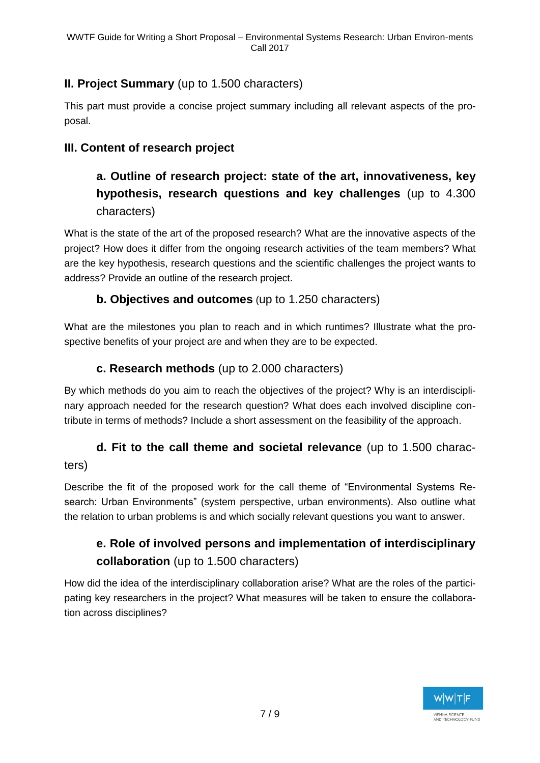## II. Project Summary (up to 1.500 characters)

This part must provide a concise project summary including all relevant aspects of the proposal.

## III. Content of research project

### a. Outline of research project: state of the art, innovativeness, key hypothesis, research questions and key challenges (up to 4.300 characters)

What is the state of the art of the proposed research? What are the innovative aspects of the project? How does it differ from the ongoing research activities of the team members? What are the key hypothesis, research questions and the scientific challenges the project wants to address? Provide an outline of the research project.

### b. Objectives and outcomes (up to 1.250 characters)

What are the milestones you plan to reach and in which runtimes? Illustrate what the prospective benefits of your project are and when they are to be expected.

### c. Research methods (up to 2.000 characters)

By which methods do you aim to reach the objectives of the project? Why is an interdisciplinary approach needed for the research question? What does each involved discipline contribute in terms of methods? Include a short assessment on the feasibility of the approach.

### d. Fit to the call theme and societal relevance (up to 1.500 characters)

Describe the fit of the proposed work for the call theme of "Environmental Systems Research: Urban Environments" (system perspective, urban environments). Also outline what the relation to urban problems is and which socially relevant questions you want to answer.

### e. Role of involved persons and implementation of interdisciplinary collaboration (up to 1.500 characters)

How did the idea of the interdisciplinary collaboration arise? What are the roles of the participating key researchers in the project? What measures will be taken to ensure the collaboration across disciplines?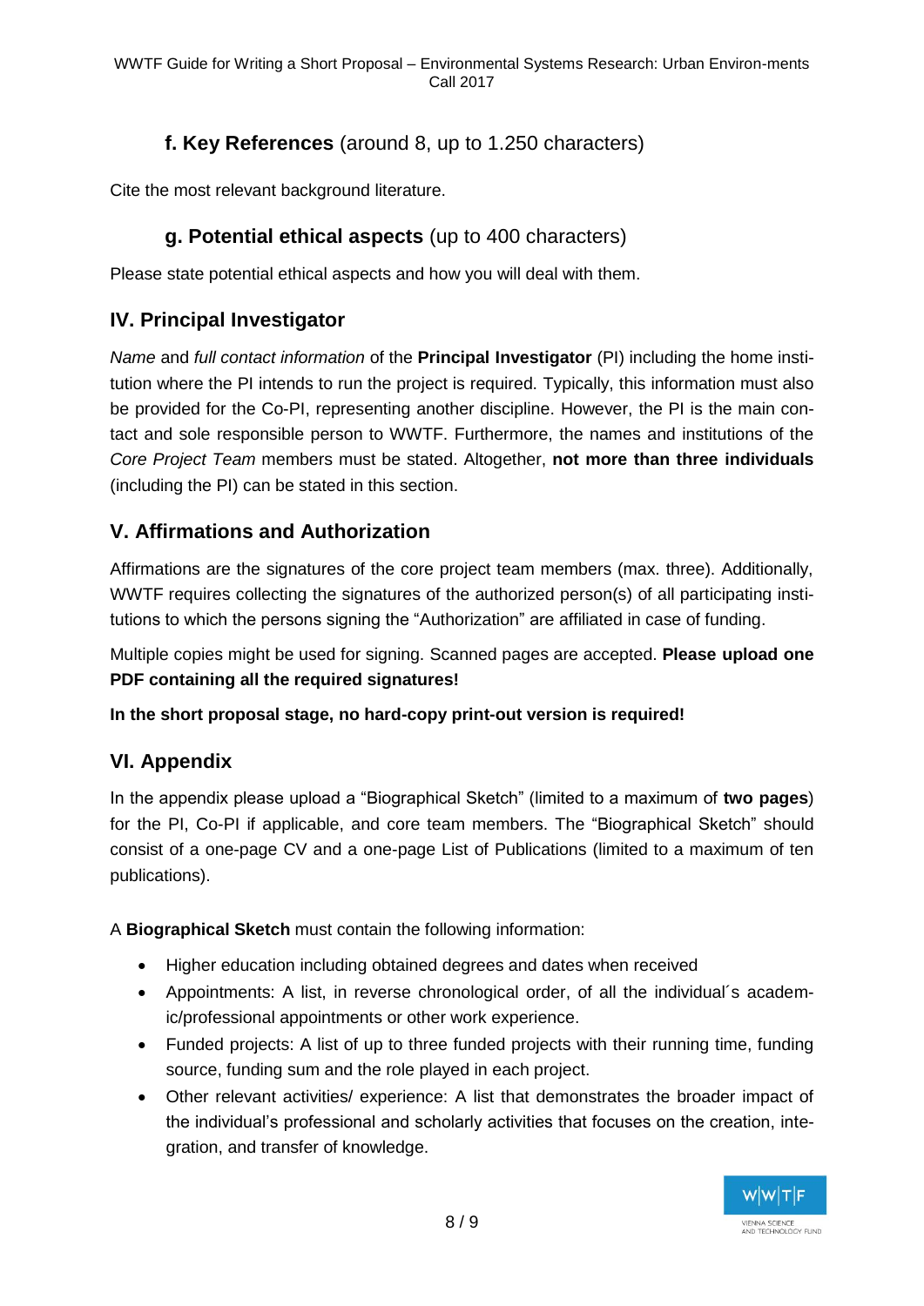### f. Key References (around 8, up to 1.250 characters)

Cite the most relevant background literature.

### g. Potential ethical aspects (up to 400 characters)

Please state potential ethical aspects and how you will deal with them.

## IV. Principal Investigator

*Name* and *full contact information* of the **Principal Investigator** (PI) including the home institution where the PI intends to run the project is required. Typically, this information must also be provided for the Co-PI, representing another discipline. However, the PI is the main contact and sole responsible person to WWTF. Furthermore, the names and institutions of the *Core Project Team* members must be stated. Altogether, **not more than three individuals** (including the PI) can be stated in this section.

## V. Affirmations and Authorization

Affirmations are the signatures of the core project team members (max. three). Additionally, WWTF requires collecting the signatures of the authorized person(s) of all participating institutions to which the persons signing the "Authorization" are affiliated in case of funding.

Multiple copies might be used for signing. Scanned pages are accepted. **Please upload one PDF containing all the required signatures!**

**In the short proposal stage, no hard-copy print-out version is required!**

## VI. Appendix

In the appendix please upload a "Biographical Sketch" (limited to a maximum of **two pages**) for the PI, Co-PI if applicable, and core team members. The "Biographical Sketch" should consist of a one-page CV and a one-page List of Publications (limited to a maximum of ten publications).

A **Biographical Sketch** must contain the following information:

- Higher education including obtained degrees and dates when received
- Appointments: A list, in reverse chronological order, of all the individual´s academic/professional appointments or other work experience.
- Funded projects: A list of up to three funded projects with their running time, funding source, funding sum and the role played in each project.
- Other relevant activities/ experience: A list that demonstrates the broader impact of the individual's professional and scholarly activities that focuses on the creation, integration, and transfer of knowledge.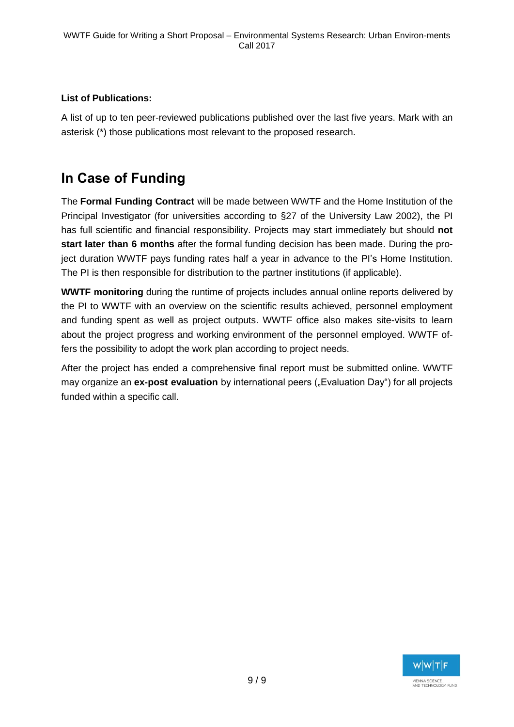**List of Publications:**

A list of up to ten peer-reviewed publications published over the last five years. Mark with an asterisk (*) those publications most relevant to the proposed research.

## In Case of Funding

The **Formal Funding Contract** will be made between WWTF and the Home Institution of the Principal Investigator (for universities according to §27 of the University Law 2002), the PI has full scientific and financial responsibility. Projects may start immediately but should **not start later than 6 months** after the formal funding decision has been made. During the project duration WWTF pays funding rates half a year in advance to the PI's Home Institution. The PI is then responsible for distribution to the partner institutions (if applicable).

**WWTF monitoring** during the runtime of projects includes annual online reports delivered by the PI to WWTF with an overview on the scientific results achieved, personnel employment and funding spent as well as project outputs. WWTF office also makes site-visits to learn about the project progress and working environment of the personnel employed. WWTF offers the possibility to adopt the work plan according to project needs.

After the project has ended a comprehensive final report must be submitted online. WWTF may organize an **ex-post evaluation** by international peers („Evaluation Day") for all projects funded within a specific call.